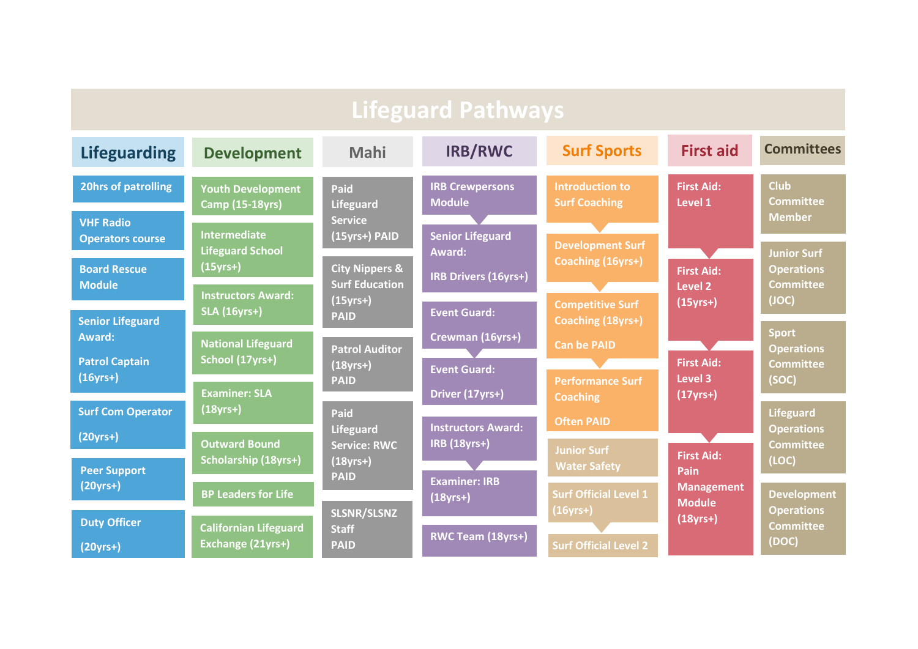# Lifeguard Pathways

## Lifeguarding

- 20hrs of patrolling
- VHF Radio Operators course
- Board Rescue Module
- Senior Lifeguard Award: Patrol Captain (16yrs+)
- Surf Com Operator (20yrs+)
- Peer Support (20yrs+)
- Duty Officer (20yrs+)

## Development

- Youth Development Camp (15-18yrs)
- Intermediate Lifeguard School (15yrs+)
- Instructors Award: SLA (16yrs+)
- National Lifeguard School (17yrs+)
- Examiner: SLA (18yrs+)
- Outward Bound Scholarship (18yrs+)
- BP Leaders for Life
- Californian Lifeguard Exchange (21yrs+)

## Mahi

- Paid Lifeguard Service (15yrs+) PAID
- City Nippers & Surf Education (15yrs+) PAID
- Patrol Auditor (18yrs+) PAID
- Paid Lifeguard Service: RWC (18yrs+) PAID
- SLSNR/SLSNZ Staff PAID

## IRB/RWC

- IRB Crewpersons Module
- Senior Lifeguard Award: IRB Drivers (16yrs+)
- Event Guard: Crewman (16yrs+)
- Event Guard: Driver (17yrs+)
- Instructors Award: IRB (18yrs+)
- Examiner: IRB (18yrs+)
- RWC Team (18yrs+)

## Surf Sports

- Introduction to Surf Coaching
- Development Surf Coaching (16yrs+)
- Competitive Surf Coaching (18yrs+) Can be PAID
- Performance Surf Coaching Often PAID
- Junior Surf Water Safety
- Surf Official Level 1 (16yrs+)
- Surf Official Level 2

## First aid

- First Aid: Level 1
- First Aid: Level 2 (15yrs+)
- First Aid: Level 3 (17yrs+)
- First Aid: Pain Management Module (18yrs+)

## Committees

- Club Committee Member
- Junior Surf Operations Committee (JOC)
- Sport Operations Committee (SOC)
- Lifeguard Operations Committee (LOC)
- Development Operations Committee (DOC)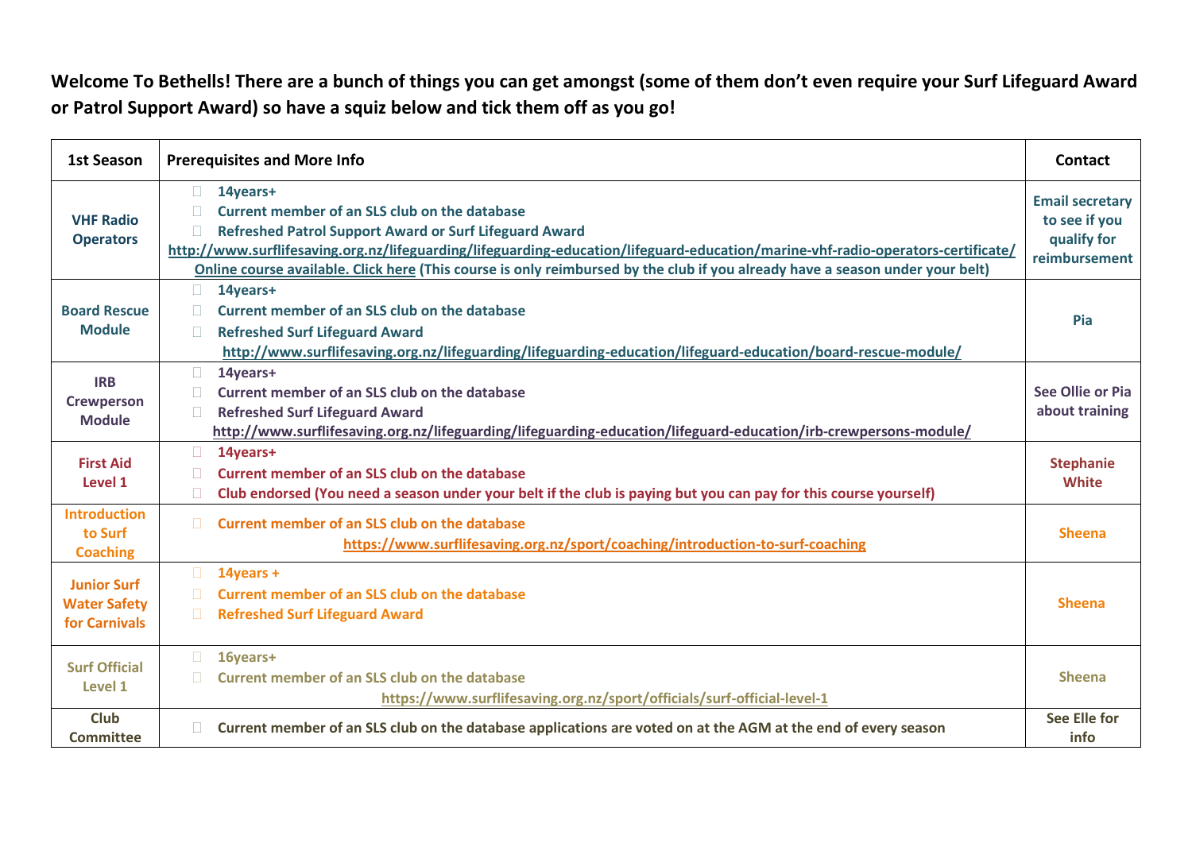**Welcome To Bethells! There are a bunch of things you can get amongst (some of them don't even require your Surf Lifeguard Award or Patrol Support Award) so have a squiz below and tick them off as you go!**

| 1st Season | Prerequisites and More Info | Contact |
|---|---|---|
| **VHF Radio Operators** | ☐ **14years+**<br>☐ **Current member of an SLS club on the database**<br>☐ **Refreshed Patrol Support Award or Surf Lifeguard Award**<br>**http://www.surflifesaving.org.nz/lifeguarding/lifeguarding-education/lifeguard-education/marine-vhf-radio-operators-certificate/**<br>**Online course available. Click here (This course is only reimbursed by the club if you already have a season under your belt)** | **Email secretary to see if you qualify for reimbursement** |
| **Board Rescue Module** | ☐ **14years+**<br>☐ **Current member of an SLS club on the database**<br>☐ **Refreshed Surf Lifeguard Award**<br>**http://www.surflifesaving.org.nz/lifeguarding/lifeguarding-education/lifeguard-education/board-rescue-module/** | **Pia** |
| **IRB Crewperson Module** | ☐ **14years+**<br>☐ **Current member of an SLS club on the database**<br>☐ **Refreshed Surf Lifeguard Award**<br>**http://www.surflifesaving.org.nz/lifeguarding/lifeguarding-education/lifeguard-education/irb-crewpersons-module/** | **See Ollie or Pia about training** |
| **First Aid Level 1** | ☐ **14years+**<br>☐ **Current member of an SLS club on the database**<br>☐ **Club endorsed (You need a season under your belt if the club is paying but you can pay for this course yourself)** | **Stephanie White** |
| **Introduction to Surf Coaching** | ☐ **Current member of an SLS club on the database**<br>**https://www.surflifesaving.org.nz/sport/coaching/introduction-to-surf-coaching** | **Sheena** |
| **Junior Surf Water Safety for Carnivals** | ☐ **14years +**<br>☐ **Current member of an SLS club on the database**<br>☐ **Refreshed Surf Lifeguard Award** | **Sheena** |
| **Surf Official Level 1** | ☐ **16years+**<br>☐ **Current member of an SLS club on the database**<br>**https://www.surflifesaving.org.nz/sport/officials/surf-official-level-1** | **Sheena** |
| **Club Committee** | ☐ **Current member of an SLS club on the database applications are voted on at the AGM at the end of every season** | **See Elle for info** |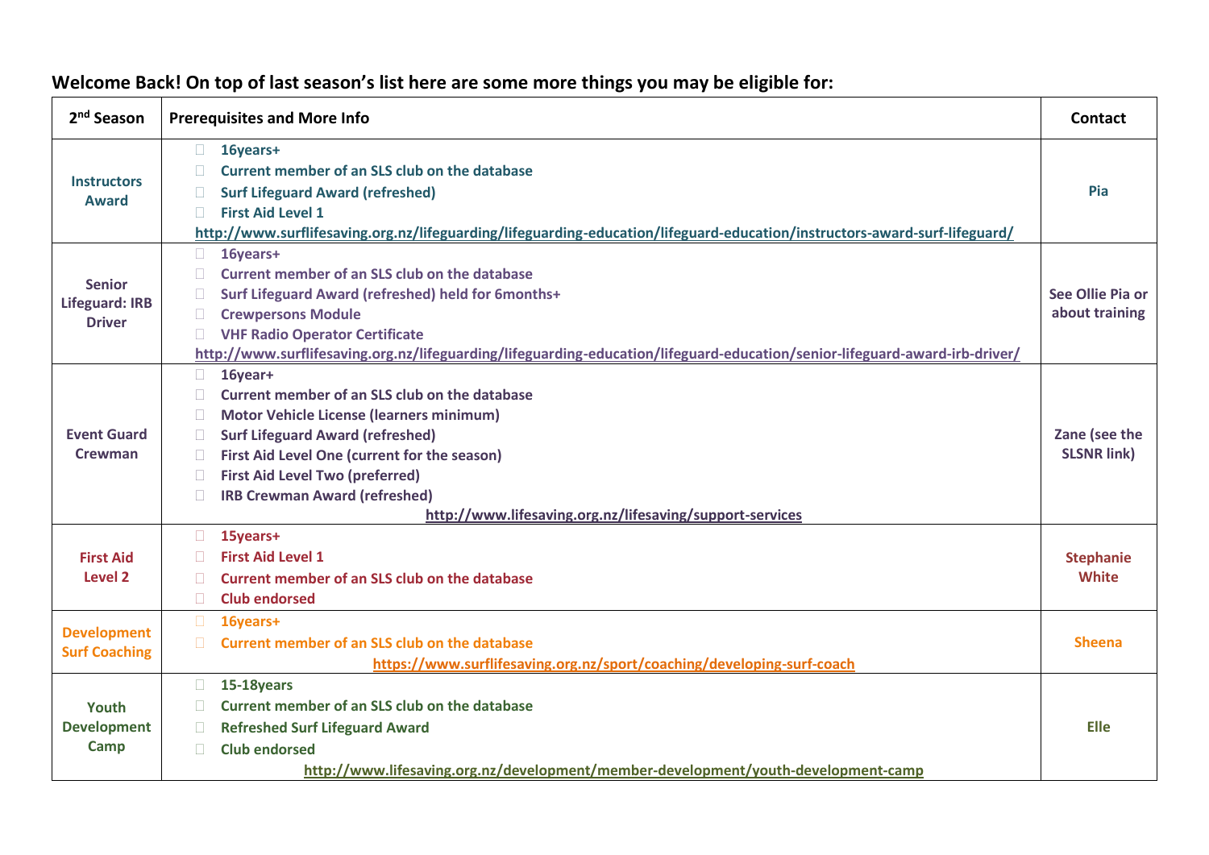**Welcome Back! On top of last season's list here are some more things you may be eligible for:**

| 2nd Season | Prerequisites and More Info | Contact |
|---|---|---|
| **Instructors Award** | - 16years+<br>- Current member of an SLS club on the database<br>- Surf Lifeguard Award (refreshed)<br>- First Aid Level 1<br>http://www.surflifesaving.org.nz/lifeguarding/lifeguarding-education/lifeguard-education/instructors-award-surf-lifeguard/ | **Pia** |
| **Senior Lifeguard: IRB Driver** | - 16years+<br>- Current member of an SLS club on the database<br>- Surf Lifeguard Award (refreshed) held for 6months+<br>- Crewpersons Module<br>- VHF Radio Operator Certificate<br>http://www.surflifesaving.org.nz/lifeguarding/lifeguarding-education/lifeguard-education/senior-lifeguard-award-irb-driver/ | **See Ollie Pia or about training** |
| **Event Guard Crewman** | - 16year+<br>- Current member of an SLS club on the database<br>- Motor Vehicle License (learners minimum)<br>- Surf Lifeguard Award (refreshed)<br>- First Aid Level One (current for the season)<br>- First Aid Level Two (preferred)<br>- IRB Crewman Award (refreshed)<br>http://www.lifesaving.org.nz/lifesaving/support-services | **Zane (see the SLSNR link)** |
| **First Aid Level 2** | - 15years+<br>- First Aid Level 1<br>- Current member of an SLS club on the database<br>- Club endorsed | **Stephanie White** |
| **Development Surf Coaching** | - 16years+<br>- Current member of an SLS club on the database<br>https://www.surflifesaving.org.nz/sport/coaching/developing-surf-coach | **Sheena** |
| **Youth Development Camp** | - 15-18years<br>- Current member of an SLS club on the database<br>- Refreshed Surf Lifeguard Award<br>- Club endorsed<br>http://www.lifesaving.org.nz/development/member-development/youth-development-camp | **Elle** |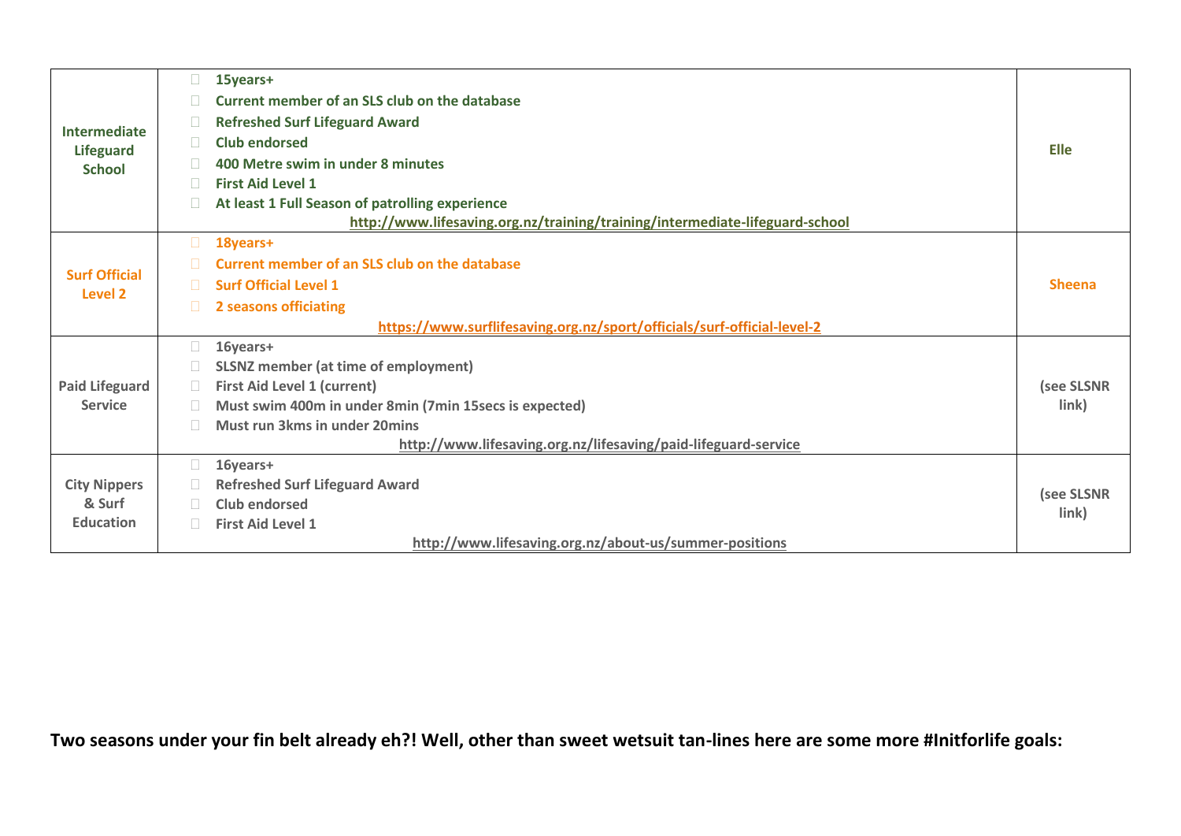| | | |
|---|---|---|
| **Intermediate Lifeguard School** | **15years+**<br>**Current member of an SLS club on the database**<br>**Refreshed Surf Lifeguard Award**<br>**Club endorsed**<br>**400 Metre swim in under 8 minutes**<br>**First Aid Level 1**<br>**At least 1 Full Season of patrolling experience**<br>**http://www.lifesaving.org.nz/training/training/intermediate-lifeguard-school** | **Elle** |
| **Surf Official Level 2** | **18years+**<br>**Current member of an SLS club on the database**<br>**Surf Official Level 1**<br>**2 seasons officiating**<br>**https://www.surflifesaving.org.nz/sport/officials/surf-official-level-2** | **Sheena** |
| **Paid Lifeguard Service** | **16years+**<br>**SLSNZ member (at time of employment)**<br>**First Aid Level 1 (current)**<br>**Must swim 400m in under 8min (7min 15secs is expected)**<br>**Must run 3kms in under 20mins**<br>**http://www.lifesaving.org.nz/lifesaving/paid-lifeguard-service** | **(see SLSNR link)** |
| **City Nippers & Surf Education** | **16years+**<br>**Refreshed Surf Lifeguard Award**<br>**Club endorsed**<br>**First Aid Level 1**<br>**http://www.lifesaving.org.nz/about-us/summer-positions** | **(see SLSNR link)** |

**Two seasons under your fin belt already eh?! Well, other than sweet wetsuit tan-lines here are some more #Initforlife goals:**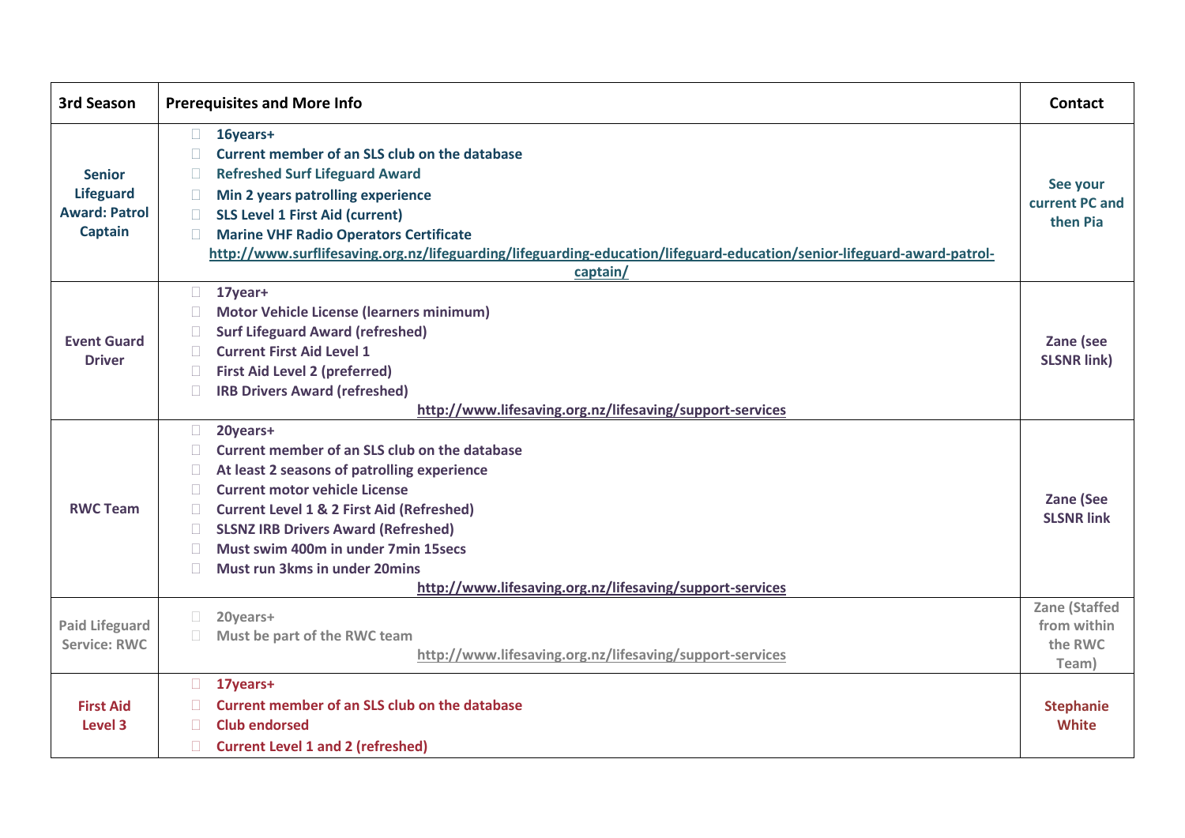| 3rd Season | Prerequisites and More Info | Contact |
|---|---|---|
| **Senior Lifeguard Award: Patrol Captain** | **16years+**<br>**Current member of an SLS club on the database**<br>**Refreshed Surf Lifeguard Award**<br>**Min 2 years patrolling experience**<br>**SLS Level 1 First Aid (current)**<br>**Marine VHF Radio Operators Certificate**<br>http://www.surflifesaving.org.nz/lifeguarding/lifeguarding-education/lifeguard-education/senior-lifeguard-award-patrol-captain/ | **See your current PC and then Pia** |
| **Event Guard Driver** | **17year+**<br>**Motor Vehicle License (learners minimum)**<br>**Surf Lifeguard Award (refreshed)**<br>**Current First Aid Level 1**<br>**First Aid Level 2 (preferred)**<br>**IRB Drivers Award (refreshed)**<br>http://www.lifesaving.org.nz/lifesaving/support-services | **Zane (see SLSNR link)** |
| **RWC Team** | **20years+**<br>**Current member of an SLS club on the database**<br>**At least 2 seasons of patrolling experience**<br>**Current motor vehicle License**<br>**Current Level 1 & 2 First Aid (Refreshed)**<br>**SLSNZ IRB Drivers Award (Refreshed)**<br>**Must swim 400m in under 7min 15secs**<br>**Must run 3kms in under 20mins**<br>http://www.lifesaving.org.nz/lifesaving/support-services | **Zane (See SLSNR link** |
| **Paid Lifeguard Service: RWC** | **20years+**<br>**Must be part of the RWC team**<br>http://www.lifesaving.org.nz/lifesaving/support-services | **Zane (Staffed from within the RWC Team)** |
| **First Aid Level 3** | **17years+**<br>**Current member of an SLS club on the database**<br>**Club endorsed**<br>**Current Level 1 and 2 (refreshed)** | **Stephanie White** |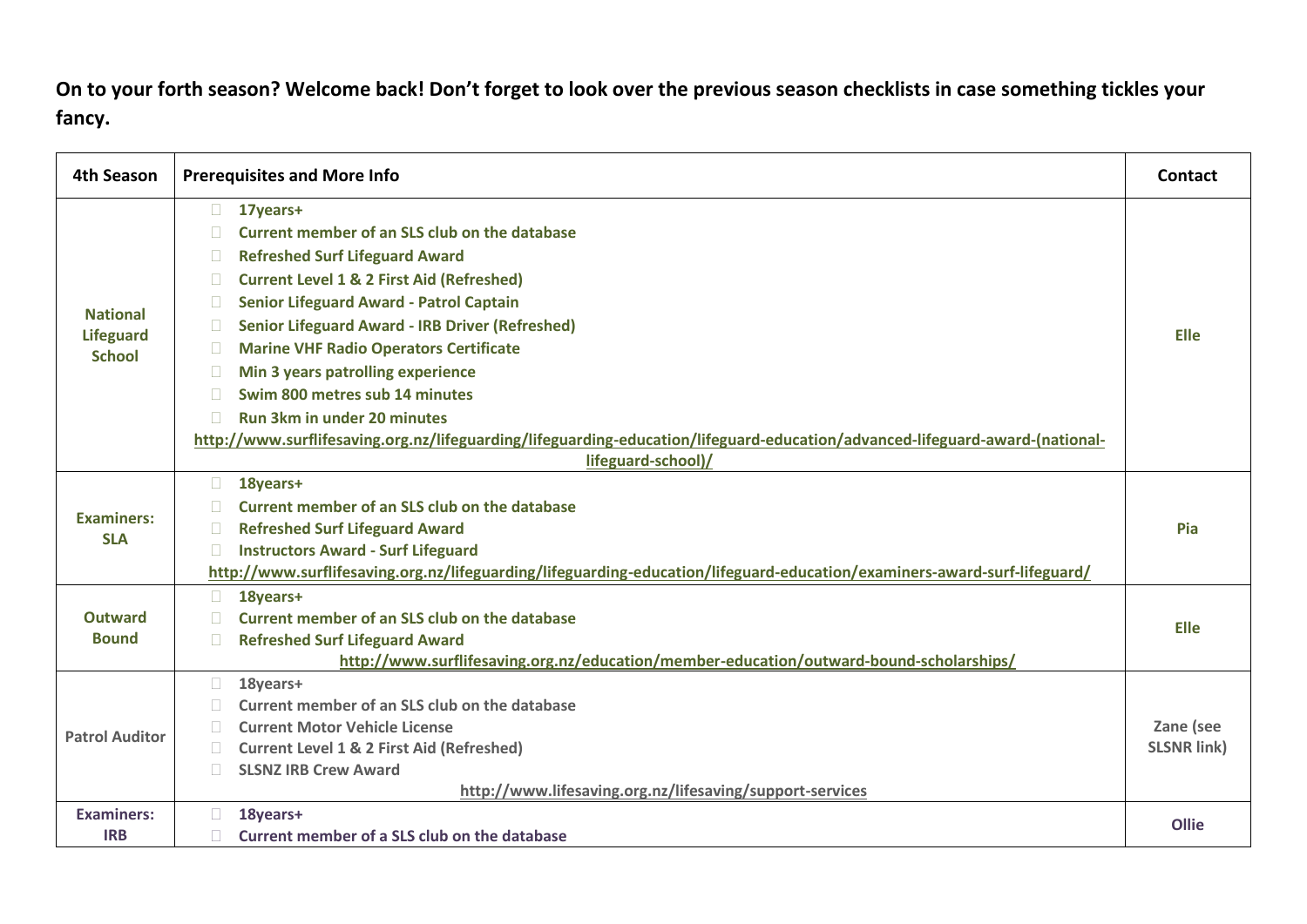**On to your forth season? Welcome back! Don't forget to look over the previous season checklists in case something tickles your fancy.**

| 4th Season | Prerequisites and More Info | Contact |
|---|---|---|
| **National Lifeguard School** | ☐ **17years+**<br>☐ **Current member of an SLS club on the database**<br>☐ **Refreshed Surf Lifeguard Award**<br>☐ **Current Level 1 & 2 First Aid (Refreshed)**<br>☐ **Senior Lifeguard Award - Patrol Captain**<br>☐ **Senior Lifeguard Award - IRB Driver (Refreshed)**<br>☐ **Marine VHF Radio Operators Certificate**<br>☐ **Min 3 years patrolling experience**<br>☐ **Swim 800 metres sub 14 minutes**<br>☐ **Run 3km in under 20 minutes**<br>**http://www.surflifesaving.org.nz/lifeguarding/lifeguarding-education/lifeguard-education/advanced-lifeguard-award-(national-lifeguard-school)/** | **Elle** |
| **Examiners: SLA** | ☐ **18years+**<br>☐ **Current member of an SLS club on the database**<br>☐ **Refreshed Surf Lifeguard Award**<br>☐ **Instructors Award - Surf Lifeguard**<br>**http://www.surflifesaving.org.nz/lifeguarding/lifeguarding-education/lifeguard-education/examiners-award-surf-lifeguard/** | **Pia** |
| **Outward Bound** | ☐ **18years+**<br>☐ **Current member of an SLS club on the database**<br>☐ **Refreshed Surf Lifeguard Award**<br>**http://www.surflifesaving.org.nz/education/member-education/outward-bound-scholarships/** | **Elle** |
| **Patrol Auditor** | ☐ **18years+**<br>☐ **Current member of an SLS club on the database**<br>☐ **Current Motor Vehicle License**<br>☐ **Current Level 1 & 2 First Aid (Refreshed)**<br>☐ **SLSNZ IRB Crew Award**<br>**http://www.lifesaving.org.nz/lifesaving/support-services** | **Zane (see SLSNR link)** |
| **Examiners: IRB** | ☐ **18years+**<br>☐ **Current member of a SLS club on the database** | **Ollie** |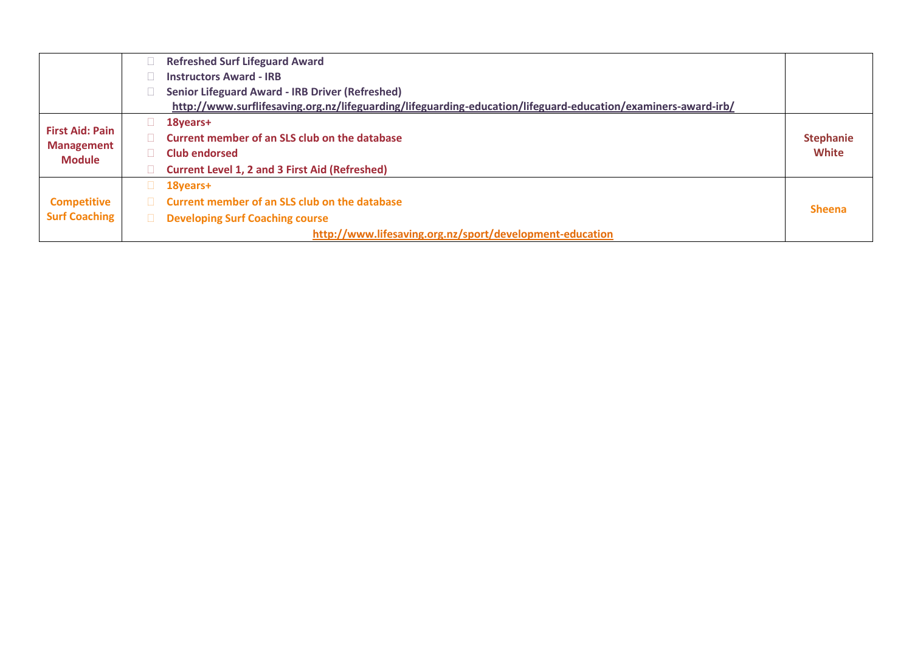| | | |
|---|---|---|
| | - Refreshed Surf Lifeguard Award<br>- Instructors Award - IRB<br>- Senior Lifeguard Award - IRB Driver (Refreshed)<br>http://www.surflifesaving.org.nz/lifeguarding/lifeguarding-education/lifeguard-education/examiners-award-irb/ | |
| **First Aid: Pain Management Module** | - 18years+<br>- Current member of an SLS club on the database<br>- Club endorsed<br>- Current Level 1, 2 and 3 First Aid (Refreshed) | **Stephanie White** |
| **Competitive Surf Coaching** | - 18years+<br>- Current member of an SLS club on the database<br>- Developing Surf Coaching course<br>http://www.lifesaving.org.nz/sport/development-education | **Sheena** |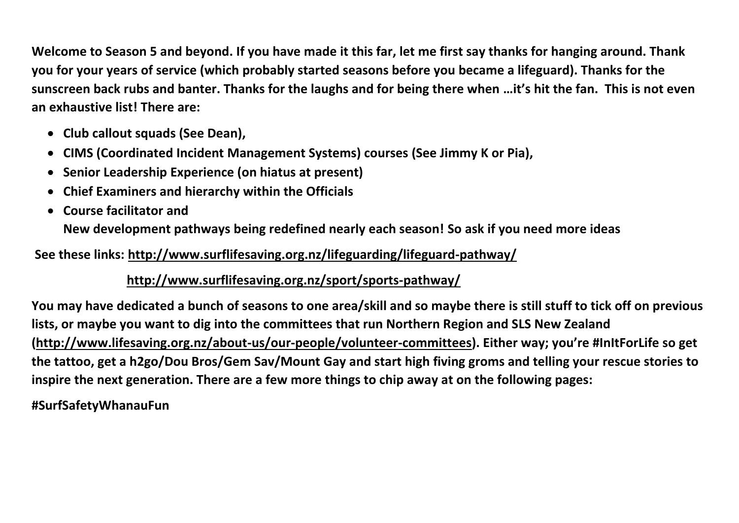**Welcome to Season 5 and beyond. If you have made it this far, let me first say thanks for hanging around. Thank you for your years of service (which probably started seasons before you became a lifeguard). Thanks for the sunscreen back rubs and banter. Thanks for the laughs and for being there when …it's hit the fan. This is not even an exhaustive list! There are:**

- **Club callout squads (See Dean),**
- **CIMS (Coordinated Incident Management Systems) courses (See Jimmy K or Pia),**
- **Senior Leadership Experience (on hiatus at present)**
- **Chief Examiners and hierarchy within the Officials**
- **Course facilitator and**
  **New development pathways being redefined nearly each season! So ask if you need more ideas**

**See these links: http://www.surflifesaving.org.nz/lifeguarding/lifeguard-pathway/**

**http://www.surflifesaving.org.nz/sport/sports-pathway/**

**You may have dedicated a bunch of seasons to one area/skill and so maybe there is still stuff to tick off on previous lists, or maybe you want to dig into the committees that run Northern Region and SLS New Zealand (http://www.lifesaving.org.nz/about-us/our-people/volunteer-committees). Either way; you're #InItForLife so get the tattoo, get a h2go/Dou Bros/Gem Sav/Mount Gay and start high fiving groms and telling your rescue stories to inspire the next generation. There are a few more things to chip away at on the following pages:**

**#SurfSafetyWhanauFun**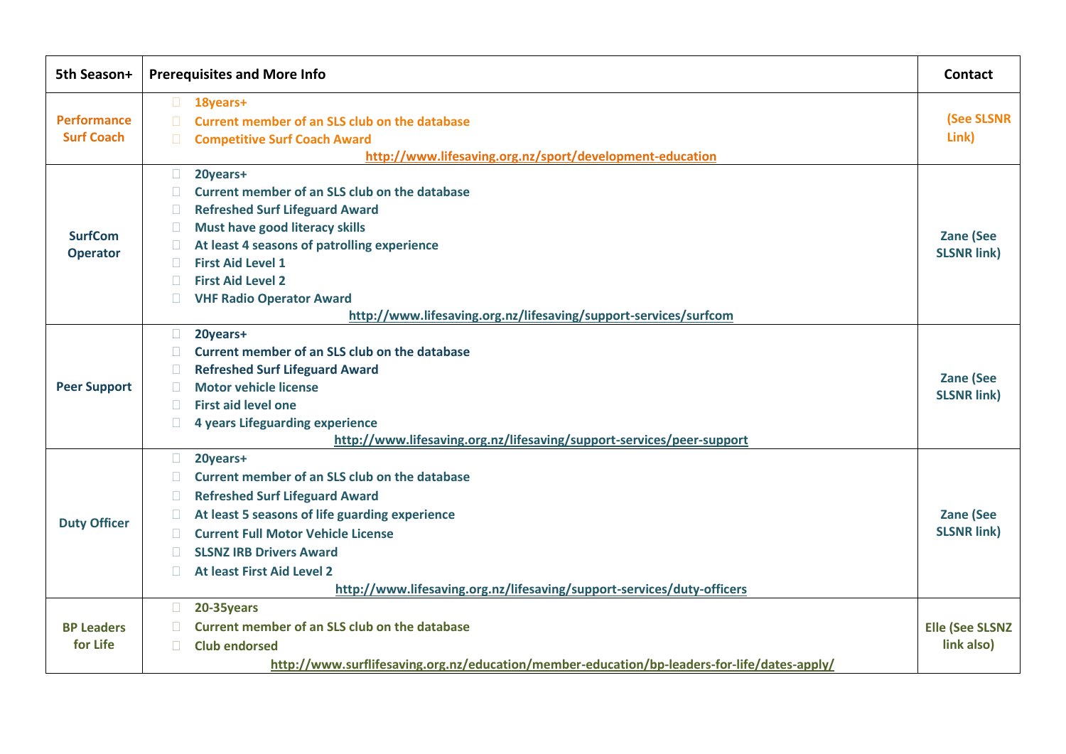| 5th Season+ | Prerequisites and More Info | Contact |
|---|---|---|
| Performance Surf Coach | - 18years+<br>- Current member of an SLS club on the database<br>- Competitive Surf Coach Award<br>http://www.lifesaving.org.nz/sport/development-education | (See SLSNR Link) |
| SurfCom Operator | - 20years+<br>- Current member of an SLS club on the database<br>- Refreshed Surf Lifeguard Award<br>- Must have good literacy skills<br>- At least 4 seasons of patrolling experience<br>- First Aid Level 1<br>- First Aid Level 2<br>- VHF Radio Operator Award<br>http://www.lifesaving.org.nz/lifesaving/support-services/surfcom | Zane (See SLSNR link) |
| Peer Support | - 20years+<br>- Current member of an SLS club on the database<br>- Refreshed Surf Lifeguard Award<br>- Motor vehicle license<br>- First aid level one<br>- 4 years Lifeguarding experience<br>http://www.lifesaving.org.nz/lifesaving/support-services/peer-support | Zane (See SLSNR link) |
| Duty Officer | - 20years+<br>- Current member of an SLS club on the database<br>- Refreshed Surf Lifeguard Award<br>- At least 5 seasons of life guarding experience<br>- Current Full Motor Vehicle License<br>- SLSNZ IRB Drivers Award<br>- At least First Aid Level 2<br>http://www.lifesaving.org.nz/lifesaving/support-services/duty-officers | Zane (See SLSNR link) |
| BP Leaders for Life | - 20-35years<br>- Current member of an SLS club on the database<br>- Club endorsed<br>http://www.surflifesaving.org.nz/education/member-education/bp-leaders-for-life/dates-apply/ | Elle (See SLSNZ link also) |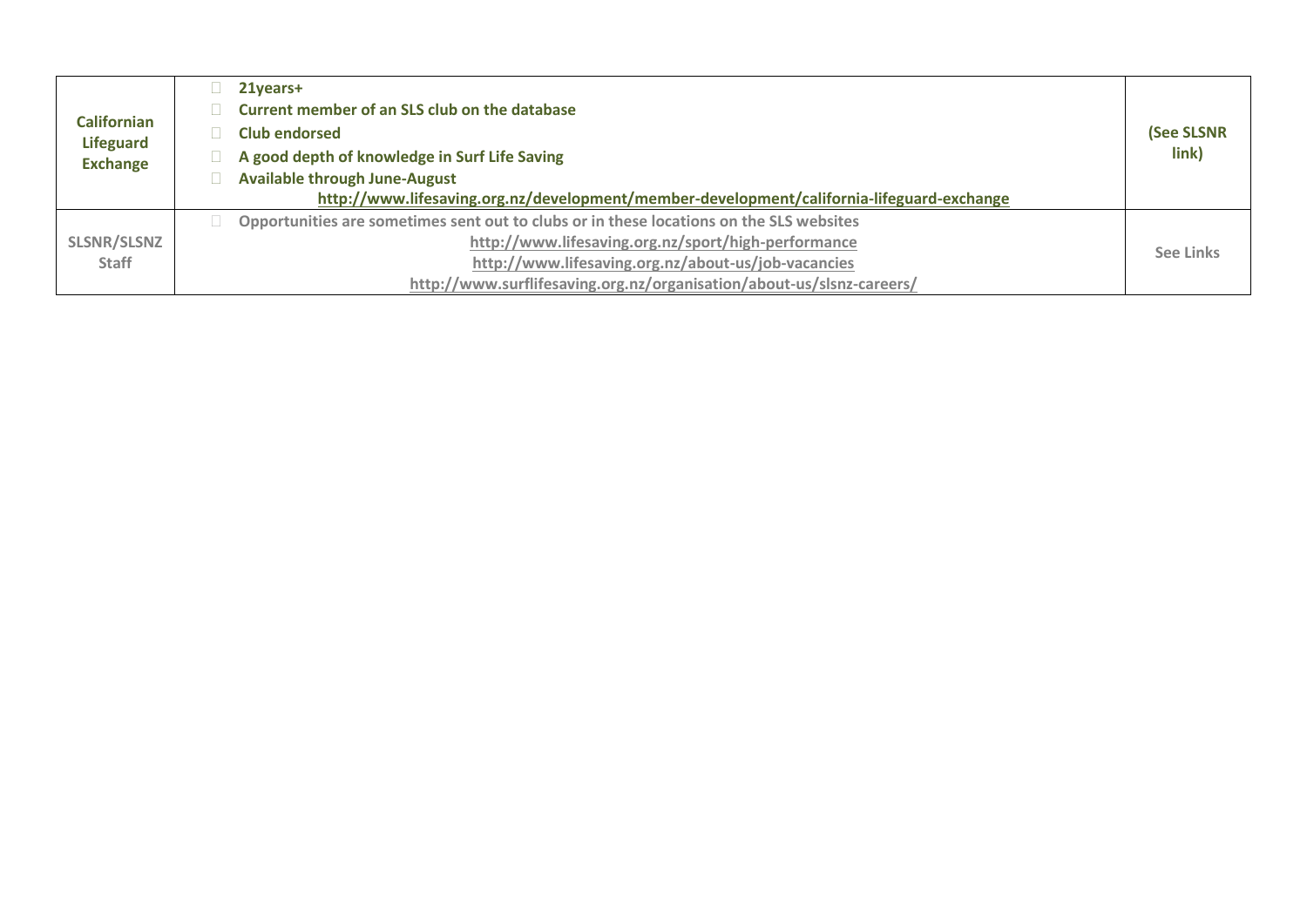| | | |
|---|---|---|
| **Californian Lifeguard Exchange** | **21years+**<br>**Current member of an SLS club on the database**<br>**Club endorsed**<br>**A good depth of knowledge in Surf Life Saving**<br>**Available through June-August**<br>**http://www.lifesaving.org.nz/development/member-development/california-lifeguard-exchange** | **(See SLSNR link)** |
| **SLSNR/SLSNZ Staff** | **Opportunities are sometimes sent out to clubs or in these locations on the SLS websites**<br>**http://www.lifesaving.org.nz/sport/high-performance**<br>**http://www.lifesaving.org.nz/about-us/job-vacancies**<br>**http://www.surflifesaving.org.nz/organisation/about-us/slsnz-careers/** | **See Links** |